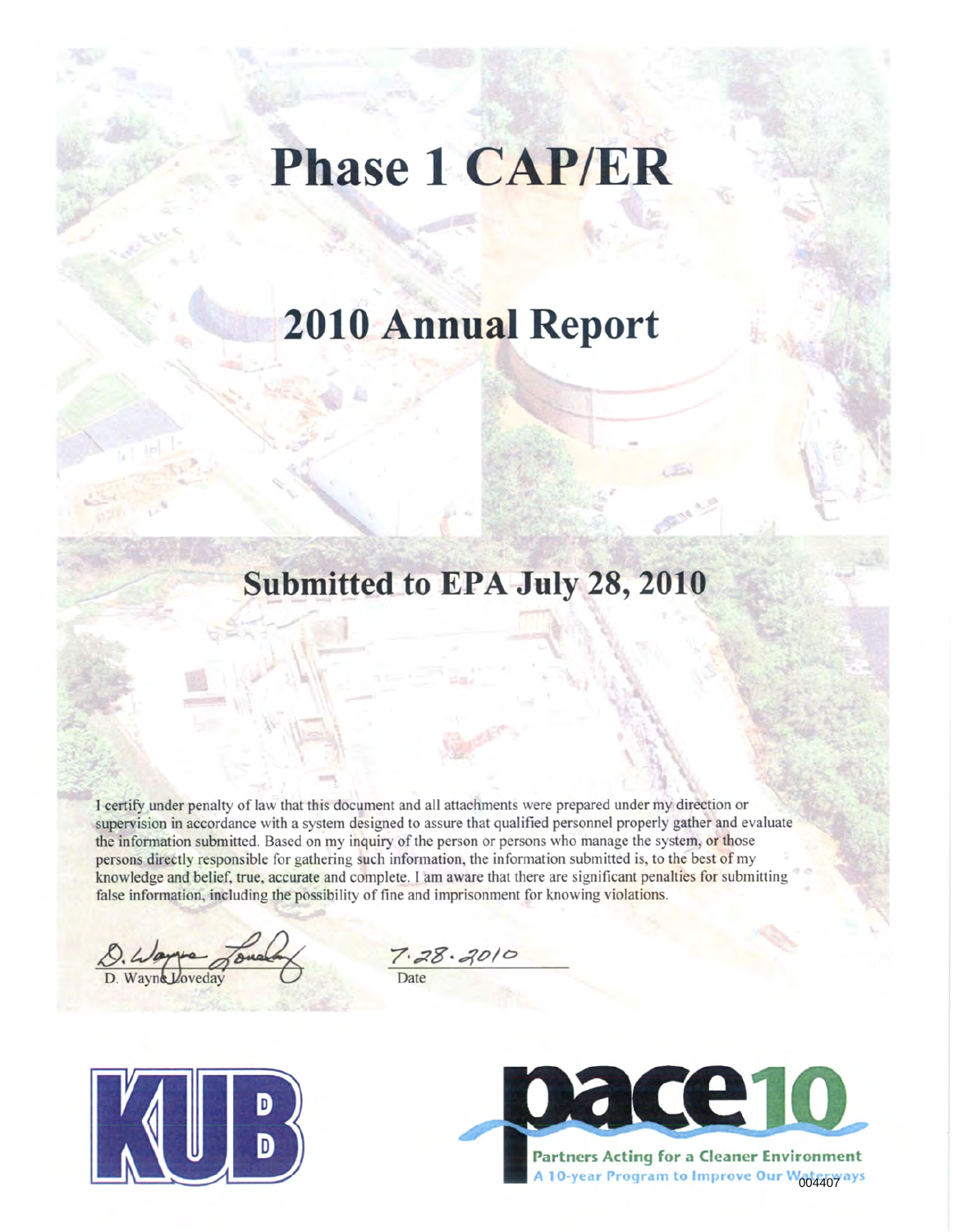# Phase 1 CAP/ER

# 2010 Annual Report

## Submitted to EPA July 28, 2010

I certify under penalty of law that this document and all attachments were prepared under my direction or supervision in accordance with a system designed to assure that qualified personnel properly gather and evaluate the information submitted. Based on my inquiry of the person or persons who manage the system, or those persons directly responsible for gathering such information, the information submitted is, to the best of my knowledge and belief, true, accurate and complete. I am aware that there are significant penalties for submitting false information, including the possibility of fine and imprisonment for knowing violations.

D. Wayne Loveday

7.28.2010
Date

KUB

pace10

Partners Acting for a Cleaner Environment

A 10-year Program to Improve Our Waterways

004407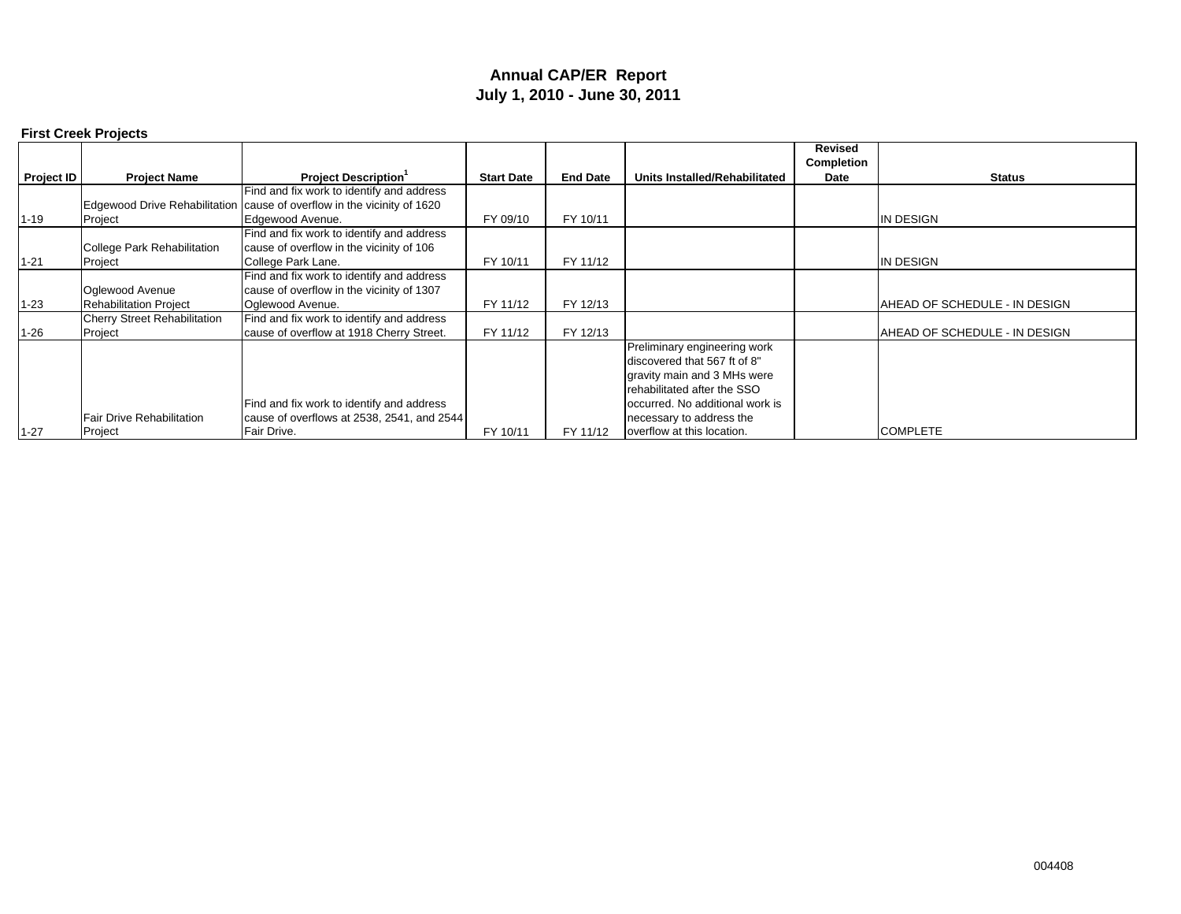# Annual CAP/ER Report
## July 1, 2010 - June 30, 2011

**First Creek Projects**

| Project ID | Project Name | Project Description[1] | Start Date | End Date | Units Installed/Rehabilitated | Revised Completion Date | Status |
|---|---|---|---|---|---|---|---|
| 1-19 | Edgewood Drive Rehabilitation Project | Find and fix work to identify and address cause of overflow in the vicinity of 1620 Edgewood Avenue. | FY 09/10 | FY 10/11 | | | IN DESIGN |
| 1-21 | College Park Rehabilitation Project | Find and fix work to identify and address cause of overflow in the vicinity of 106 College Park Lane. | FY 10/11 | FY 11/12 | | | IN DESIGN |
| 1-23 | Oglewood Avenue Rehabilitation Project | Find and fix work to identify and address cause of overflow in the vicinity of 1307 Oglewood Avenue. | FY 11/12 | FY 12/13 | | | AHEAD OF SCHEDULE - IN DESIGN |
| 1-26 | Cherry Street Rehabilitation Project | Find and fix work to identify and address cause of overflow at 1918 Cherry Street. | FY 11/12 | FY 12/13 | | | AHEAD OF SCHEDULE - IN DESIGN |
| 1-27 | Fair Drive Rehabilitation Project | Find and fix work to identify and address cause of overflows at 2538, 2541, and 2544 Fair Drive. | FY 10/11 | FY 11/12 | Preliminary engineering work discovered that 567 ft of 8" gravity main and 3 MHs were rehabilitated after the SSO occurred. No additional work is necessary to address the overflow at this location. | | COMPLETE |

004408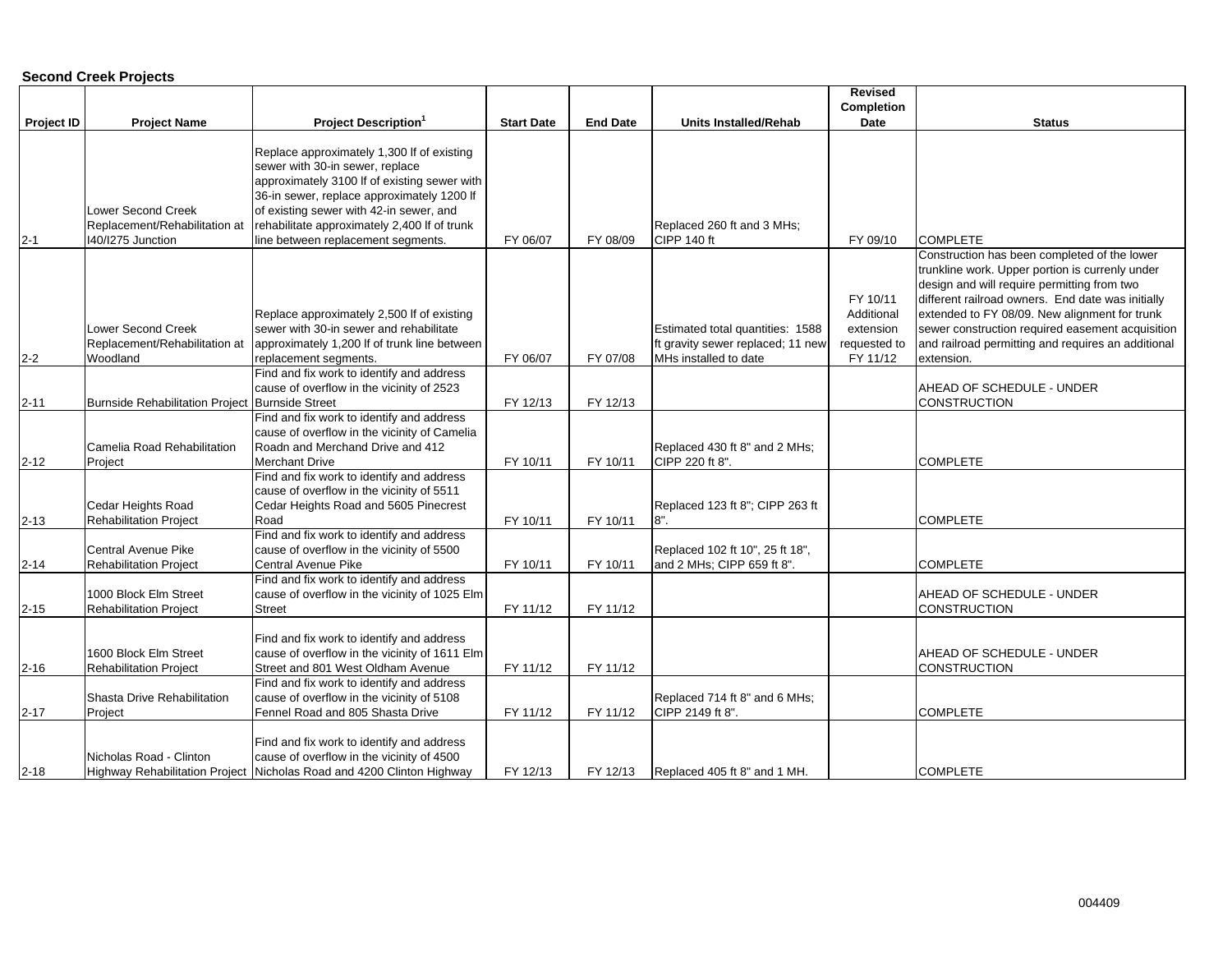**Second Creek Projects**

| Project ID | Project Name | Project Description[1] | Start Date | End Date | Units Installed/Rehab | Revised Completion Date | Status |
|---|---|---|---|---|---|---|---|
| 2-1 | Lower Second Creek Replacement/Rehabilitation at I40/I275 Junction | Replace approximately 1,300 lf of existing sewer with 30-in sewer, replace approximately 3100 lf of existing sewer with 36-in sewer, replace approximately 1200 lf of existing sewer with 42-in sewer, and rehabilitate approximately 2,400 lf of trunk line between replacement segments. | FY 06/07 | FY 08/09 | Replaced 260 ft and 3 MHs; CIPP 140 ft | FY 09/10 | COMPLETE |
| 2-2 | Lower Second Creek Replacement/Rehabilitation at Woodland | Replace approximately 2,500 lf of existing sewer with 30-in sewer and rehabilitate approximately 1,200 lf of trunk line between replacement segments. | FY 06/07 | FY 07/08 | Estimated total quantities: 1588 ft gravity sewer replaced; 11 new MHs installed to date | FY 10/11 Additional extension requested to FY 11/12 | Construction has been completed of the lower trunkline work. Upper portion is currently under design and will require permitting from two different railroad owners. End date was initially extended to FY 08/09. New alignment for trunk sewer construction required easement acquisition and railroad permitting and requires an additional extension. |
| 2-11 | Burnside Rehabilitation Project | Find and fix work to identify and address cause of overflow in the vicinity of 2523 Burnside Street | FY 12/13 | FY 12/13 | | | AHEAD OF SCHEDULE - UNDER CONSTRUCTION |
| 2-12 | Camelia Road Rehabilitation Project | Find and fix work to identify and address cause of overflow in the vicinity of Camelia Roadn and Merchand Drive and 412 Merchant Drive | FY 10/11 | FY 10/11 | Replaced 430 ft 8" and 2 MHs; CIPP 220 ft 8". | | COMPLETE |
| 2-13 | Cedar Heights Road Rehabilitation Project | Find and fix work to identify and address cause of overflow in the vicinity of 5511 Cedar Heights Road and 5605 Pinecrest Road | FY 10/11 | FY 10/11 | Replaced 123 ft 8"; CIPP 263 ft 8". | | COMPLETE |
| 2-14 | Central Avenue Pike Rehabilitation Project | Find and fix work to identify and address cause of overflow in the vicinity of 5500 Central Avenue Pike | FY 10/11 | FY 10/11 | Replaced 102 ft 10", 25 ft 18", and 2 MHs; CIPP 659 ft 8". | | COMPLETE |
| 2-15 | 1000 Block Elm Street Rehabilitation Project | Find and fix work to identify and address cause of overflow in the vicinity of 1025 Elm Street | FY 11/12 | FY 11/12 | | | AHEAD OF SCHEDULE - UNDER CONSTRUCTION |
| 2-16 | 1600 Block Elm Street Rehabilitation Project | Find and fix work to identify and address cause of overflow in the vicinity of 1611 Elm Street and 801 West Oldham Avenue | FY 11/12 | FY 11/12 | | | AHEAD OF SCHEDULE - UNDER CONSTRUCTION |
| 2-17 | Shasta Drive Rehabilitation Project | Find and fix work to identify and address cause of overflow in the vicinity of 5108 Fennel Road and 805 Shasta Drive | FY 11/12 | FY 11/12 | Replaced 714 ft 8" and 6 MHs; CIPP 2149 ft 8". | | COMPLETE |
| 2-18 | Nicholas Road - Clinton Highway Rehabilitation Project | Find and fix work to identify and address cause of overflow in the vicinity of 4500 Nicholas Road and 4200 Clinton Highway | FY 12/13 | FY 12/13 | Replaced 405 ft 8" and 1 MH. | | COMPLETE |

004409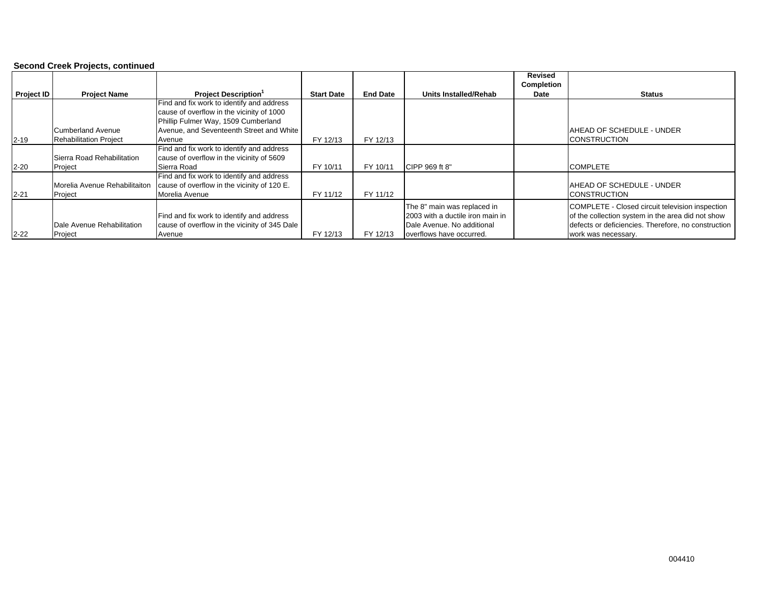**Second Creek Projects, continued**

| Project ID | Project Name | Project Description[1] | Start Date | End Date | Units Installed/Rehab | Revised Completion Date | Status |
|---|---|---|---|---|---|---|---|
| 2-19 | Cumberland Avenue Rehabilitation Project | Find and fix work to identify and address cause of overflow in the vicinity of 1000 Phillip Fulmer Way, 1509 Cumberland Avenue, and Seventeenth Street and White Avenue | FY 12/13 | FY 12/13 | | | AHEAD OF SCHEDULE - UNDER CONSTRUCTION |
| 2-20 | Sierra Road Rehabilitation Project | Find and fix work to identify and address cause of overflow in the vicinity of 5609 Sierra Road | FY 10/11 | FY 10/11 | CIPP 969 ft 8" | | COMPLETE |
| 2-21 | Morelia Avenue Rehabilitaiton Project | Find and fix work to identify and address cause of overflow in the vicinity of 120 E. Morelia Avenue | FY 11/12 | FY 11/12 | | | AHEAD OF SCHEDULE - UNDER CONSTRUCTION |
| 2-22 | Dale Avenue Rehabilitation Project | Find and fix work to identify and address cause of overflow in the vicinity of 345 Dale Avenue | FY 12/13 | FY 12/13 | The 8" main was replaced in 2003 with a ductile iron main in Dale Avenue. No additional overflows have occurred. | | COMPLETE - Closed circuit television inspection of the collection system in the area did not show defects or deficiencies. Therefore, no construction work was necessary. |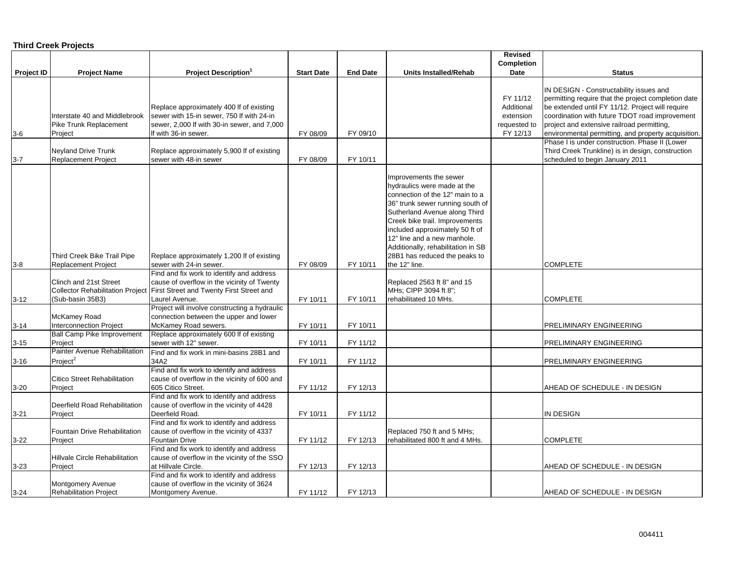**Third Creek Projects**

| Project ID | Project Name | Project Description[1] | Start Date | End Date | Units Installed/Rehab | Revised Completion Date | Status |
|---|---|---|---|---|---|---|---|
| 3-6 | Interstate 40 and Middlebrook Pike Trunk Replacement Project | Replace approximately 400 lf of existing sewer with 15-in sewer, 750 lf with 24-in sewer, 2,000 lf with 30-in sewer, and 7,000 lf with 36-in sewer. | FY 08/09 | FY 09/10 | | FY 11/12 Additional extension requested to FY 12/13 | IN DESIGN - Constructability issues and permitting require that the project completion date be extended until FY 11/12. Project will require coordination with future TDOT road improvement project and extensive railroad permitting, environmental permitting, and property acquisition. |
| 3-7 | Neyland Drive Trunk Replacement Project | Replace approximately 5,900 lf of existing sewer with 48-in sewer | FY 08/09 | FY 10/11 | | | Phase I is under construction. Phase II (Lower Third Creek Trunkline) is in design, construction scheduled to begin January 2011 |
| 3-8 | Third Creek Bike Trail Pipe Replacement Project | Replace approximately 1,200 lf of existing sewer with 24-in sewer. | FY 08/09 | FY 10/11 | Improvements the sewer hydraulics were made at the connection of the 12" main to a 36" trunk sewer running south of Sutherland Avenue along Third Creek bike trail. Improvements included approximately 50 ft of 12" line and a new manhole. Additionally, rehabilitation in SB 28B1 has reduced the peaks to the 12" line. | | COMPLETE |
| 3-12 | Clinch and 21st Street Collector Rehabilitation Project (Sub-basin 35B3) | Find and fix work to identify and address cause of overflow in the vicinity of Twenty First Street and Twenty First Street and Laurel Avenue. | FY 10/11 | FY 10/11 | Replaced 2563 ft 8" and 15 MHs; CIPP 3094 ft 8"; rehabilitated 10 MHs. | | COMPLETE |
| 3-14 | McKamey Road Interconnection Project | Project will involve constructing a hydraulic connection between the upper and lower McKamey Road sewers. | FY 10/11 | FY 10/11 | | | PRELIMINARY ENGINEERING |
| 3-15 | Ball Camp Pike Improvement Project | Replace approximately 600 lf of existing sewer with 12" sewer. | FY 10/11 | FY 11/12 | | | PRELIMINARY ENGINEERING |
| 3-16 | Painter Avenue Rehabilitation Project[2] | Find and fix work in mini-basins 28B1 and 34A2 | FY 10/11 | FY 11/12 | | | PRELIMINARY ENGINEERING |
| 3-20 | Citico Street Rehabilitation Project | Find and fix work to identify and address cause of overflow in the vicinity of 600 and 605 Citico Street. | FY 11/12 | FY 12/13 | | | AHEAD OF SCHEDULE - IN DESIGN |
| 3-21 | Deerfield Road Rehabilitation Project | Find and fix work to identify and address cause of overflow in the vicinity of 4428 Deerfield Road. | FY 10/11 | FY 11/12 | | | IN DESIGN |
| 3-22 | Fountain Drive Rehabilitation Project | Find and fix work to identify and address cause of overflow in the vicinity of 4337 Fountain Drive | FY 11/12 | FY 12/13 | Replaced 750 ft and 5 MHs; rehabilitated 800 ft and 4 MHs. | | COMPLETE |
| 3-23 | Hillvale Circle Rehabilitation Project | Find and fix work to identify and address cause of overflow in the vicinity of the SSO at Hillvale Circle. | FY 12/13 | FY 12/13 | | | AHEAD OF SCHEDULE - IN DESIGN |
| 3-24 | Montgomery Avenue Rehabilitation Project | Find and fix work to identify and address cause of overflow in the vicinity of 3624 Montgomery Avenue. | FY 11/12 | FY 12/13 | | | AHEAD OF SCHEDULE - IN DESIGN |

004411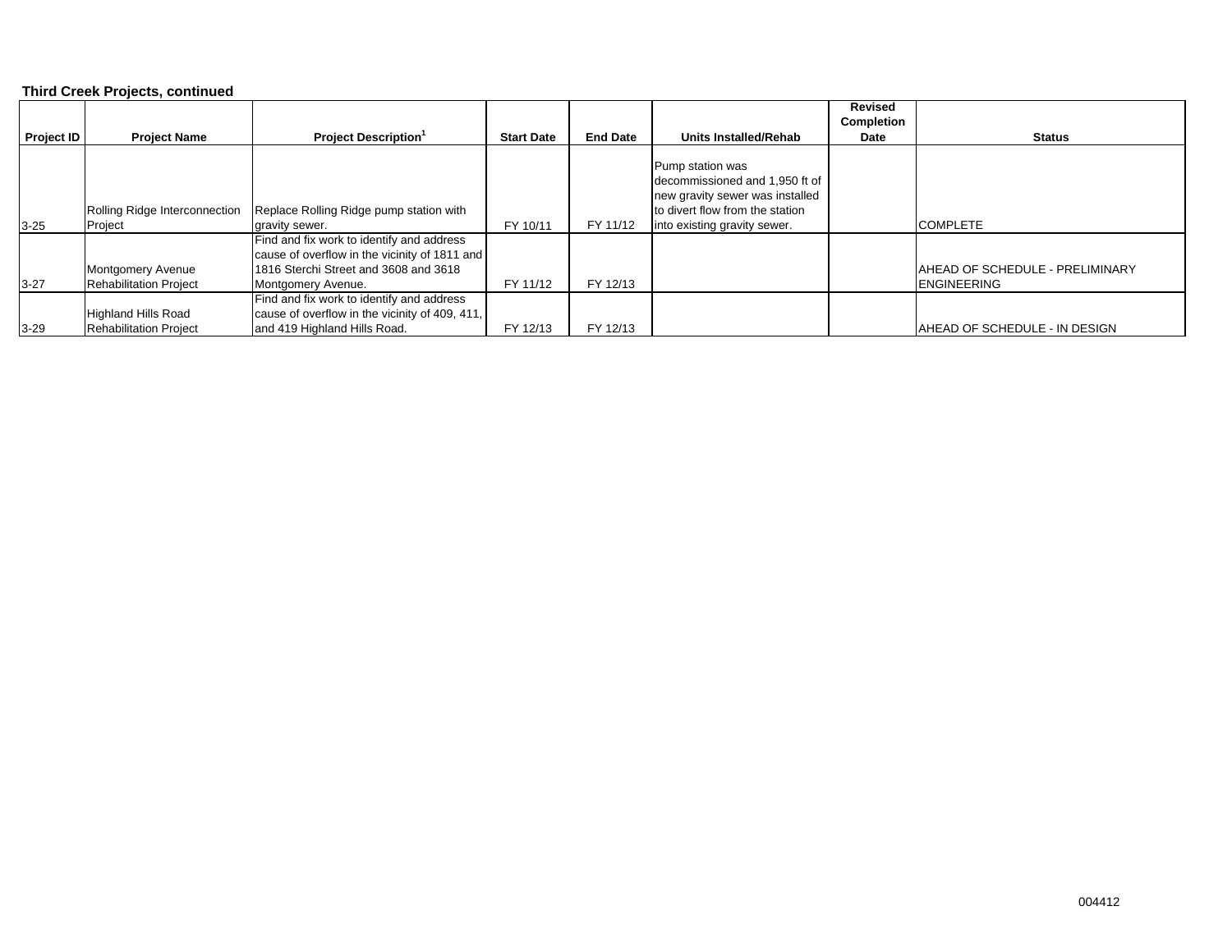**Third Creek Projects, continued**

| Project ID | Project Name | Project Description[1] | Start Date | End Date | Units Installed/Rehab | Revised Completion Date | Status |
|---|---|---|---|---|---|---|---|
| 3-25 | Rolling Ridge Interconnection Project | Replace Rolling Ridge pump station with gravity sewer. | FY 10/11 | FY 11/12 | Pump station was decommissioned and 1,950 ft of new gravity sewer was installed to divert flow from the station into existing gravity sewer. | | COMPLETE |
| 3-27 | Montgomery Avenue Rehabilitation Project | Find and fix work to identify and address cause of overflow in the vicinity of 1811 and 1816 Sterchi Street and 3608 and 3618 Montgomery Avenue. | FY 11/12 | FY 12/13 | | | AHEAD OF SCHEDULE - PRELIMINARY ENGINEERING |
| 3-29 | Highland Hills Road Rehabilitation Project | Find and fix work to identify and address cause of overflow in the vicinity of 409, 411, and 419 Highland Hills Road. | FY 12/13 | FY 12/13 | | | AHEAD OF SCHEDULE - IN DESIGN |

004412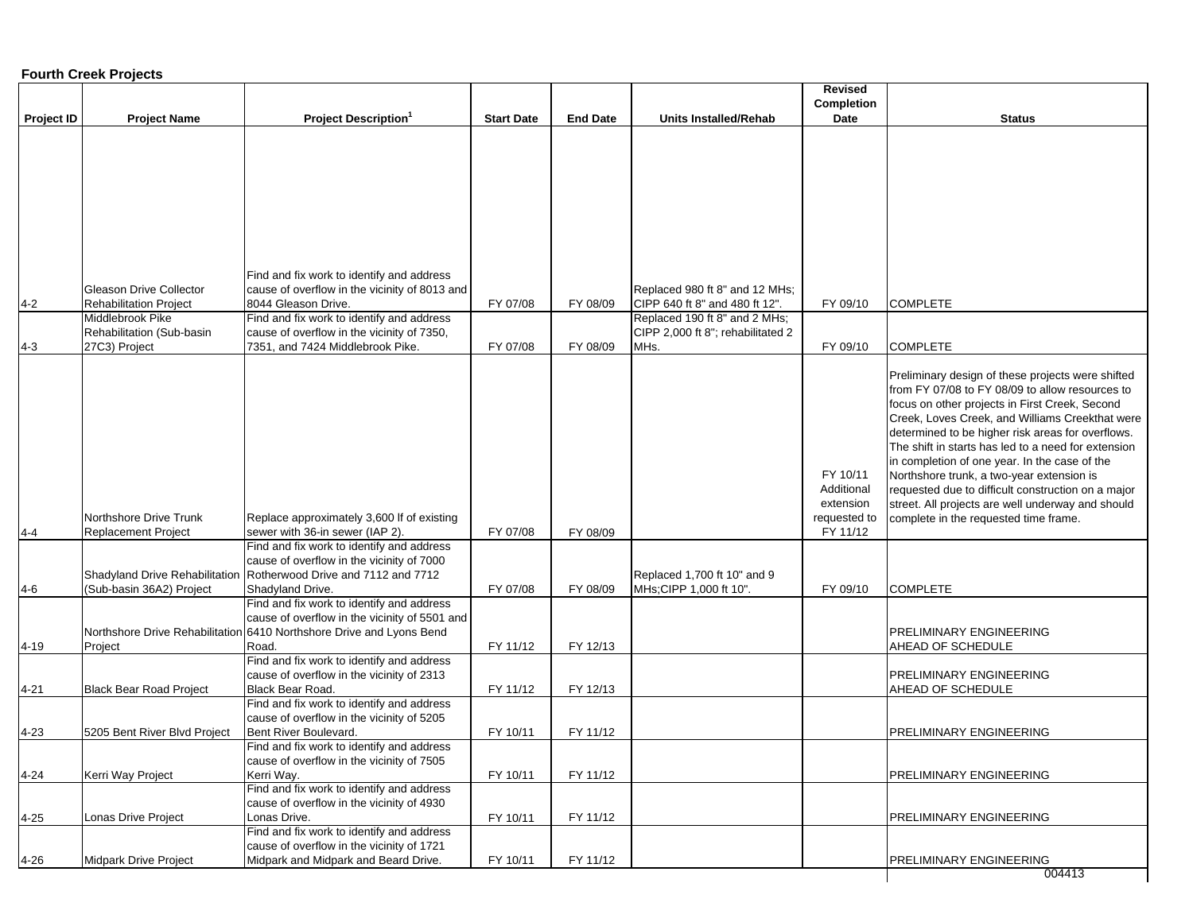**Fourth Creek Projects**

| Project ID | Project Name | Project Description[1] | Start Date | End Date | Units Installed/Rehab | Revised Completion Date | Status |
|---|---|---|---|---|---|---|---|
| 4-2 | Gleason Drive Collector Rehabilitation Project | Find and fix work to identify and address cause of overflow in the vicinity of 8013 and 8044 Gleason Drive. | FY 07/08 | FY 08/09 | Replaced 980 ft 8" and 12 MHs; CIPP 640 ft 8" and 480 ft 12". | FY 09/10 | COMPLETE |
| 4-3 | Middlebrook Pike Rehabilitation (Sub-basin 27C3) Project | Find and fix work to identify and address cause of overflow in the vicinity of 7350, 7351, and 7424 Middlebrook Pike. | FY 07/08 | FY 08/09 | Replaced 190 ft 8" and 2 MHs; CIPP 2,000 ft 8"; rehabilitated 2 MHs. | FY 09/10 | COMPLETE |
| 4-4 | Northshore Drive Trunk Replacement Project | Replace approximately 3,600 lf of existing sewer with 36-in sewer (IAP 2). | FY 07/08 | FY 08/09 | | FY 10/11 Additional extension requested to FY 11/12 | Preliminary design of these projects were shifted from FY 07/08 to FY 08/09 to allow resources to focus on other projects in First Creek, Second Creek, Loves Creek, and Williams Creekthat were determined to be higher risk areas for overflows. The shift in starts has led to a need for extension in completion of one year. In the case of the Northshore trunk, a two-year extension is requested due to difficult construction on a major street. All projects are well underway and should complete in the requested time frame. |
| 4-6 | Shadyland Drive Rehabilitation (Sub-basin 36A2) Project | Find and fix work to identify and address cause of overflow in the vicinity of 7000 Rotherwood Drive and 7112 and 7712 Shadyland Drive. | FY 07/08 | FY 08/09 | Replaced 1,700 ft 10" and 9 MHs;CIPP 1,000 ft 10". | FY 09/10 | COMPLETE |
| 4-19 | Northshore Drive Rehabilitation Project | Find and fix work to identify and address cause of overflow in the vicinity of 5501 and 6410 Northshore Drive and Lyons Bend Road. | FY 11/12 | FY 12/13 | | | PRELIMINARY ENGINEERING AHEAD OF SCHEDULE |
| 4-21 | Black Bear Road Project | Find and fix work to identify and address cause of overflow in the vicinity of 2313 Black Bear Road. | FY 11/12 | FY 12/13 | | | PRELIMINARY ENGINEERING AHEAD OF SCHEDULE |
| 4-23 | 5205 Bent River Blvd Project | Find and fix work to identify and address cause of overflow in the vicinity of 5205 Bent River Boulevard. | FY 10/11 | FY 11/12 | | | PRELIMINARY ENGINEERING |
| 4-24 | Kerri Way Project | Find and fix work to identify and address cause of overflow in the vicinity of 7505 Kerri Way. | FY 10/11 | FY 11/12 | | | PRELIMINARY ENGINEERING |
| 4-25 | Lonas Drive Project | Find and fix work to identify and address cause of overflow in the vicinity of 4930 Lonas Drive. | FY 10/11 | FY 11/12 | | | PRELIMINARY ENGINEERING |
| 4-26 | Midpark Drive Project | Find and fix work to identify and address cause of overflow in the vicinity of 1721 Midpark and Midpark and Beard Drive. | FY 10/11 | FY 11/12 | | | PRELIMINARY ENGINEERING |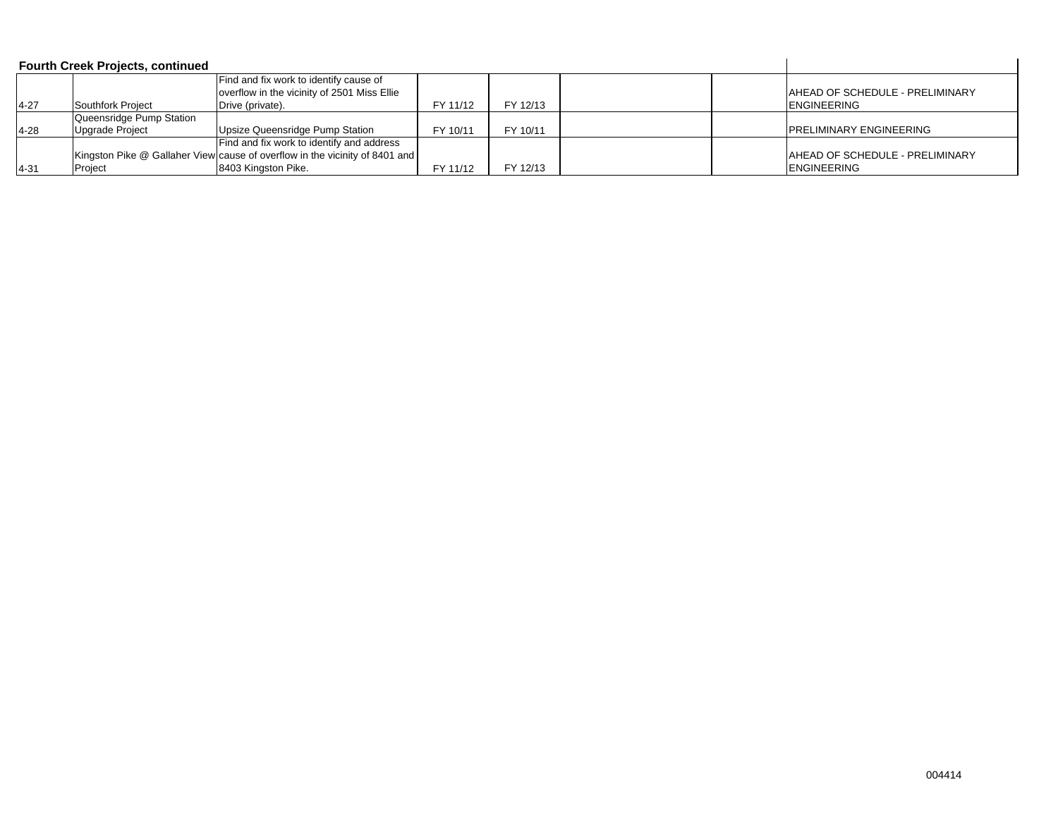**Fourth Creek Projects, continued**

| | | | | | | | |
|---|---|---|---|---|---|---|---|
| 4-27 | Southfork Project | Find and fix work to identify cause of overflow in the vicinity of 2501 Miss Ellie Drive (private). | FY 11/12 | FY 12/13 | | | AHEAD OF SCHEDULE - PRELIMINARY ENGINEERING |
| 4-28 | Queensridge Pump Station Upgrade Project | Upsize Queensridge Pump Station | FY 10/11 | FY 10/11 | | | PRELIMINARY ENGINEERING |
| 4-31 | Kingston Pike @ Gallaher View Project | Find and fix work to identify and address cause of overflow in the vicinity of 8401 and 8403 Kingston Pike. | FY 11/12 | FY 12/13 | | | AHEAD OF SCHEDULE - PRELIMINARY ENGINEERING |

004414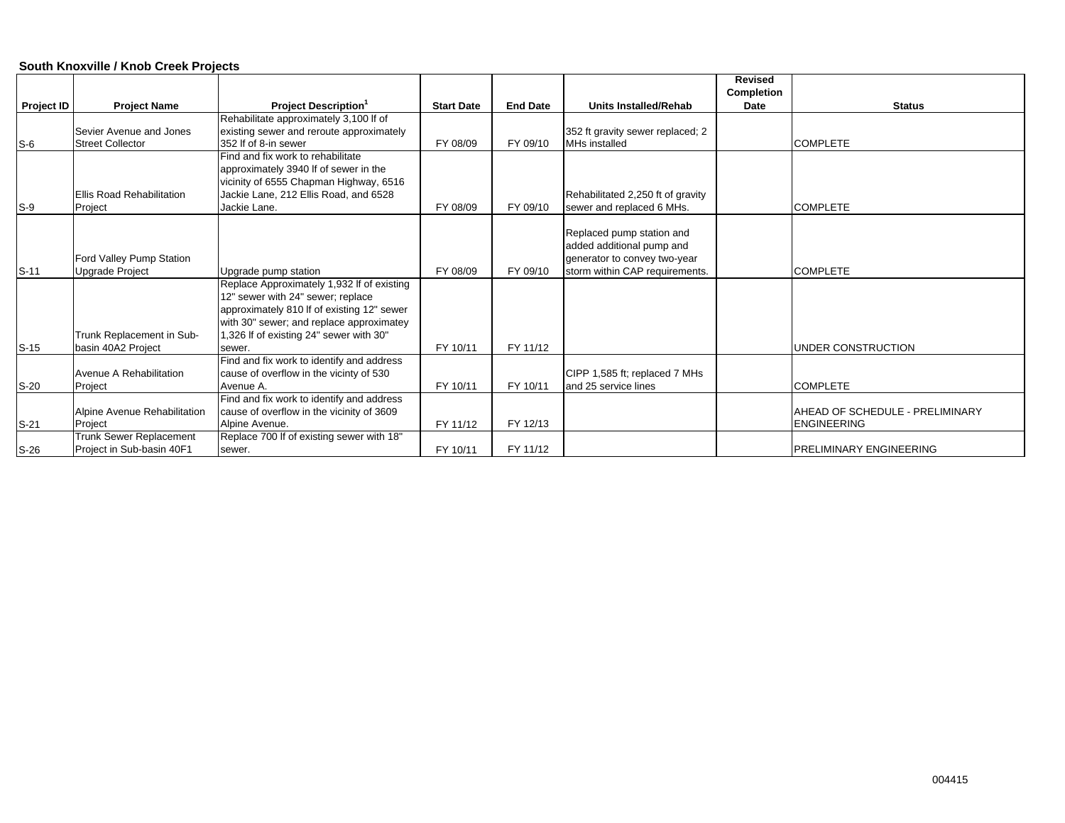**South Knoxville / Knob Creek Projects**

| Project ID | Project Name | Project Description[1] | Start Date | End Date | Units Installed/Rehab | Revised Completion Date | Status |
|---|---|---|---|---|---|---|---|
| S-6 | Sevier Avenue and Jones Street Collector | Rehabilitate approximately 3,100 lf of existing sewer and reroute approximately 352 lf of 8-in sewer | FY 08/09 | FY 09/10 | 352 ft gravity sewer replaced; 2 MHs installed | | COMPLETE |
| S-9 | Ellis Road Rehabilitation Project | Find and fix work to rehabilitate approximately 3940 lf of sewer in the vicinity of 6555 Chapman Highway, 6516 Jackie Lane, 212 Ellis Road, and 6528 Jackie Lane. | FY 08/09 | FY 09/10 | Rehabilitated 2,250 ft of gravity sewer and replaced 6 MHs. | | COMPLETE |
| S-11 | Ford Valley Pump Station Upgrade Project | Upgrade pump station | FY 08/09 | FY 09/10 | Replaced pump station and added additional pump and generator to convey two-year storm within CAP requirements. | | COMPLETE |
| S-15 | Trunk Replacement in Sub-basin 40A2 Project | Replace Approximately 1,932 lf of existing 12" sewer with 24" sewer; replace approximately 810 lf of existing 12" sewer with 30" sewer; and replace approximatey 1,326 lf of existing 24" sewer with 30" sewer. | FY 10/11 | FY 11/12 | | | UNDER CONSTRUCTION |
| S-20 | Avenue A Rehabilitation Project | Find and fix work to identify and address cause of overflow in the vicinty of 530 Avenue A. | FY 10/11 | FY 10/11 | CIPP 1,585 ft; replaced 7 MHs and 25 service lines | | COMPLETE |
| S-21 | Alpine Avenue Rehabilitation Project | Find and fix work to identify and address cause of overflow in the vicinity of 3609 Alpine Avenue. | FY 11/12 | FY 12/13 | | | AHEAD OF SCHEDULE - PRELIMINARY ENGINEERING |
| S-26 | Trunk Sewer Replacement Project in Sub-basin 40F1 | Replace 700 lf of existing sewer with 18" sewer. | FY 10/11 | FY 11/12 | | | PRELIMINARY ENGINEERING |

004415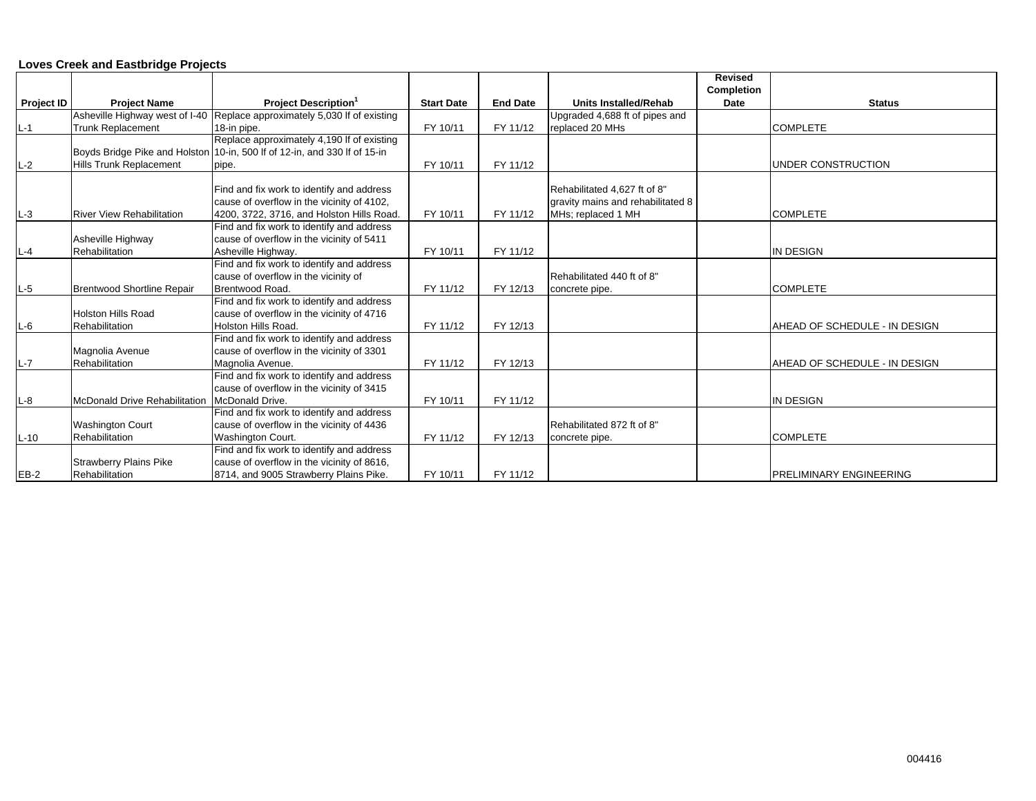**Loves Creek and Eastbridge Projects**

| Project ID | Project Name | Project Description[1] | Start Date | End Date | Units Installed/Rehab | Revised Completion Date | Status |
|---|---|---|---|---|---|---|---|
| L-1 | Asheville Highway west of I-40 Trunk Replacement | Replace approximately 5,030 lf of existing 18-in pipe. | FY 10/11 | FY 11/12 | Upgraded 4,688 ft of pipes and replaced 20 MHs | | COMPLETE |
| L-2 | Boyds Bridge Pike and Holston Hills Trunk Replacement | Replace approximately 4,190 lf of existing 10-in, 500 lf of 12-in, and 330 lf of 15-in pipe. | FY 10/11 | FY 11/12 | | | UNDER CONSTRUCTION |
| L-3 | River View Rehabilitation | Find and fix work to identify and address cause of overflow in the vicinity of 4102, 4200, 3722, 3716, and Holston Hills Road. | FY 10/11 | FY 11/12 | Rehabilitated 4,627 ft of 8" gravity mains and rehabilitated 8 MHs; replaced 1 MH | | COMPLETE |
| L-4 | Asheville Highway Rehabilitation | Find and fix work to identify and address cause of overflow in the vicinity of 5411 Asheville Highway. | FY 10/11 | FY 11/12 | | | IN DESIGN |
| L-5 | Brentwood Shortline Repair | Find and fix work to identify and address cause of overflow in the vicinity of Brentwood Road. | FY 11/12 | FY 12/13 | Rehabilitated 440 ft of 8" concrete pipe. | | COMPLETE |
| L-6 | Holston Hills Road Rehabilitation | Find and fix work to identify and address cause of overflow in the vicinity of 4716 Holston Hills Road. | FY 11/12 | FY 12/13 | | | AHEAD OF SCHEDULE - IN DESIGN |
| L-7 | Magnolia Avenue Rehabilitation | Find and fix work to identify and address cause of overflow in the vicinity of 3301 Magnolia Avenue. | FY 11/12 | FY 12/13 | | | AHEAD OF SCHEDULE - IN DESIGN |
| L-8 | McDonald Drive Rehabilitation | Find and fix work to identify and address cause of overflow in the vicinity of 3415 McDonald Drive. | FY 10/11 | FY 11/12 | | | IN DESIGN |
| L-10 | Washington Court Rehabilitation | Find and fix work to identify and address cause of overflow in the vicinity of 4436 Washington Court. | FY 11/12 | FY 12/13 | Rehabilitated 872 ft of 8" concrete pipe. | | COMPLETE |
| EB-2 | Strawberry Plains Pike Rehabilitation | Find and fix work to identify and address cause of overflow in the vicinity of 8616, 8714, and 9005 Strawberry Plains Pike. | FY 10/11 | FY 11/12 | | | PRELIMINARY ENGINEERING |

004416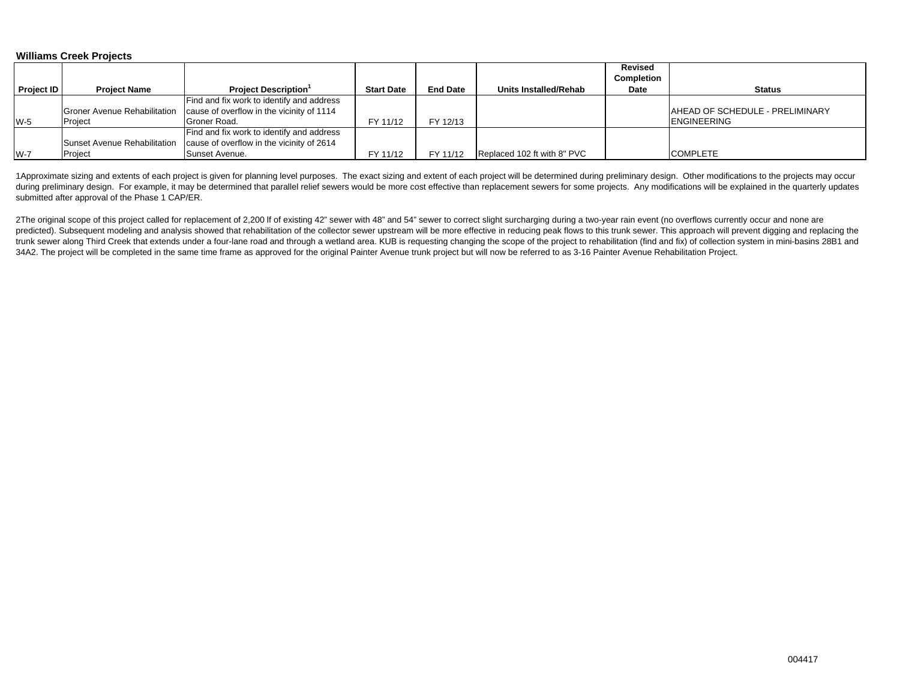**Williams Creek Projects**

| Project ID | Project Name | Project Description[1] | Start Date | End Date | Units Installed/Rehab | Revised Completion Date | Status |
|---|---|---|---|---|---|---|---|
| W-5 | Groner Avenue Rehabilitation Project | Find and fix work to identify and address cause of overflow in the vicinity of 1114 Groner Road. | FY 11/12 | FY 12/13 | | | AHEAD OF SCHEDULE - PRELIMINARY ENGINEERING |
| W-7 | Sunset Avenue Rehabilitation Project | Find and fix work to identify and address cause of overflow in the vicinity of 2614 Sunset Avenue. | FY 11/12 | FY 11/12 | Replaced 102 ft with 8" PVC | | COMPLETE |

1Approximate sizing and extents of each project is given for planning level purposes. The exact sizing and extent of each project will be determined during preliminary design. Other modifications to the projects may occur during preliminary design. For example, it may be determined that parallel relief sewers would be more cost effective than replacement sewers for some projects. Any modifications will be explained in the quarterly updates submitted after approval of the Phase 1 CAP/ER.

2The original scope of this project called for replacement of 2,200 lf of existing 42" sewer with 48" and 54" sewer to correct slight surcharging during a two-year rain event (no overflows currently occur and none are predicted). Subsequent modeling and analysis showed that rehabilitation of the collector sewer upstream will be more effective in reducing peak flows to this trunk sewer. This approach will prevent digging and replacing the trunk sewer along Third Creek that extends under a four-lane road and through a wetland area. KUB is requesting changing the scope of the project to rehabilitation (find and fix) of collection system in mini-basins 28B1 and 34A2. The project will be completed in the same time frame as approved for the original Painter Avenue trunk project but will now be referred to as 3-16 Painter Avenue Rehabilitation Project.

004417